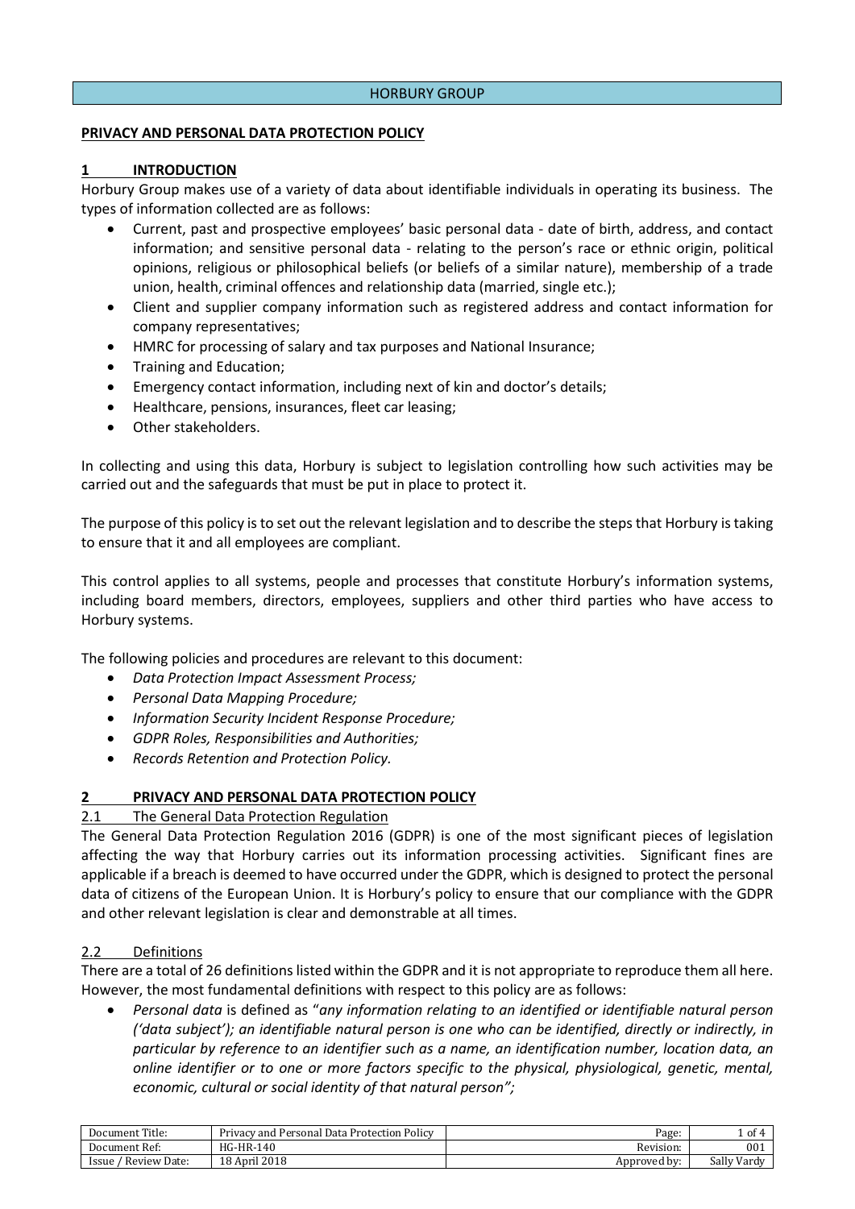## PRIVACY AND PERSONAL DATA PROTECTION POLICY

### 1 INTRODUCTION

Horbury Group makes use of a variety of data about identifiable individuals in operating its business. The types of information collected are as follows:

- Current, past and prospective employees' basic personal data - date of birth, address, and contact information; and sensitive personal data - relating to the person's race or ethnic origin, political opinions, religious or philosophical beliefs (or beliefs of a similar nature), membership of a trade union, health, criminal offences and relationship data (married, single etc.);
- Client and supplier company information such as registered address and contact information for company representatives;
- HMRC for processing of salary and tax purposes and National Insurance;
- Training and Education;
- Emergency contact information, including next of kin and doctor's details;
- Healthcare, pensions, insurances, fleet car leasing;
- Other stakeholders.

In collecting and using this data, Horbury is subject to legislation controlling how such activities may be carried out and the safeguards that must be put in place to protect it.

The purpose of this policy is to set out the relevant legislation and to describe the steps that Horbury is taking to ensure that it and all employees are compliant.

This control applies to all systems, people and processes that constitute Horbury's information systems, including board members, directors, employees, suppliers and other third parties who have access to Horbury systems.

The following policies and procedures are relevant to this document:

- *Data Protection Impact Assessment Process;*
- *Personal Data Mapping Procedure;*
- *Information Security Incident Response Procedure;*
- *GDPR Roles, Responsibilities and Authorities;*
- *Records Retention and Protection Policy.*

### 2 PRIVACY AND PERSONAL DATA PROTECTION POLICY

#### 2.1 The General Data Protection Regulation

The General Data Protection Regulation 2016 (GDPR) is one of the most significant pieces of legislation affecting the way that Horbury carries out its information processing activities. Significant fines are applicable if a breach is deemed to have occurred under the GDPR, which is designed to protect the personal data of citizens of the European Union. It is Horbury's policy to ensure that our compliance with the GDPR and other relevant legislation is clear and demonstrable at all times.

#### 2.2 Definitions

There are a total of 26 definitions listed within the GDPR and it is not appropriate to reproduce them all here. However, the most fundamental definitions with respect to this policy are as follows:

- *Personal data* is defined as "*any information relating to an identified or identifiable natural person ('data subject'); an identifiable natural person is one who can be identified, directly or indirectly, in particular by reference to an identifier such as a name, an identification number, location data, an online identifier or to one or more factors specific to the physical, physiological, genetic, mental, economic, cultural or social identity of that natural person";*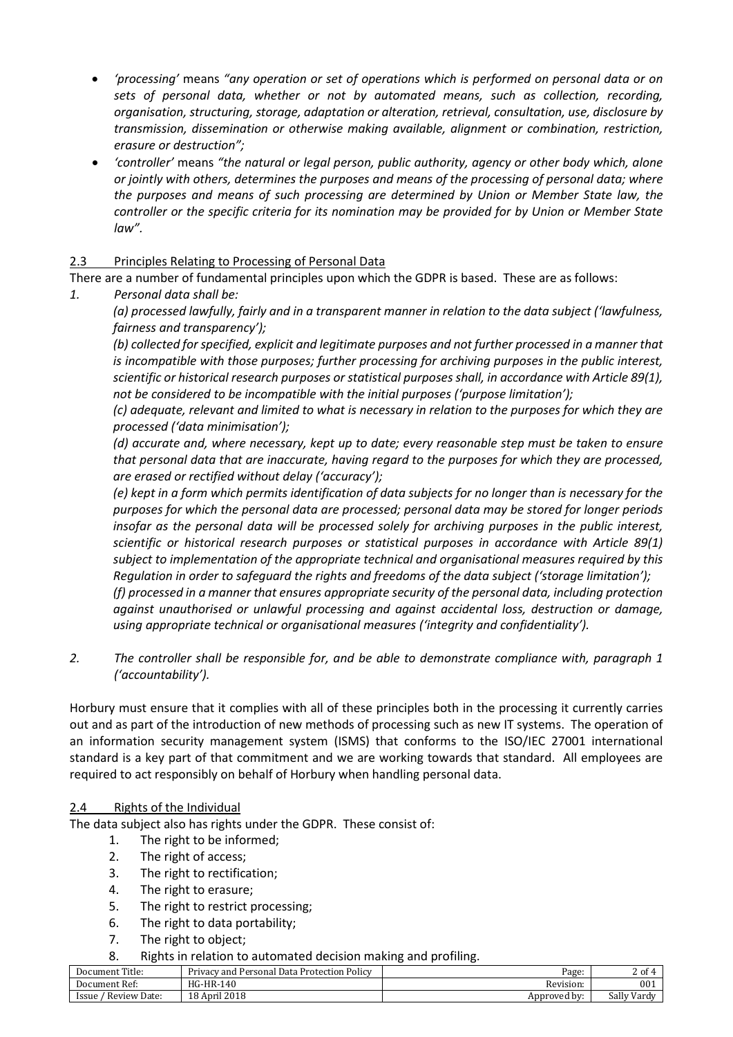- *'processing'* means *"any operation or set of operations which is performed on personal data or on sets of personal data, whether or not by automated means, such as collection, recording, organisation, structuring, storage, adaptation or alteration, retrieval, consultation, use, disclosure by transmission, dissemination or otherwise making available, alignment or combination, restriction, erasure or destruction";*
- *'controller'* means *"the natural or legal person, public authority, agency or other body which, alone or jointly with others, determines the purposes and means of the processing of personal data; where the purposes and means of such processing are determined by Union or Member State law, the controller or the specific criteria for its nomination may be provided for by Union or Member State law".*

## 2.3 Principles Relating to Processing of Personal Data

There are a number of fundamental principles upon which the GDPR is based. These are as follows:

*1. Personal data shall be:*

*(a) processed lawfully, fairly and in a transparent manner in relation to the data subject ('lawfulness, fairness and transparency');*

*(b) collected for specified, explicit and legitimate purposes and not further processed in a manner that is incompatible with those purposes; further processing for archiving purposes in the public interest, scientific or historical research purposes or statistical purposes shall, in accordance with Article 89(1), not be considered to be incompatible with the initial purposes ('purpose limitation');*

*(c) adequate, relevant and limited to what is necessary in relation to the purposes for which they are processed ('data minimisation');*

*(d) accurate and, where necessary, kept up to date; every reasonable step must be taken to ensure that personal data that are inaccurate, having regard to the purposes for which they are processed, are erased or rectified without delay ('accuracy');*

*(e) kept in a form which permits identification of data subjects for no longer than is necessary for the purposes for which the personal data are processed; personal data may be stored for longer periods insofar as the personal data will be processed solely for archiving purposes in the public interest, scientific or historical research purposes or statistical purposes in accordance with Article 89(1) subject to implementation of the appropriate technical and organisational measures required by this Regulation in order to safeguard the rights and freedoms of the data subject ('storage limitation');*

*(f) processed in a manner that ensures appropriate security of the personal data, including protection against unauthorised or unlawful processing and against accidental loss, destruction or damage, using appropriate technical or organisational measures ('integrity and confidentiality').*

*2. The controller shall be responsible for, and be able to demonstrate compliance with, paragraph 1 ('accountability').*

Horbury must ensure that it complies with all of these principles both in the processing it currently carries out and as part of the introduction of new methods of processing such as new IT systems. The operation of an information security management system (ISMS) that conforms to the ISO/IEC 27001 international standard is a key part of that commitment and we are working towards that standard. All employees are required to act responsibly on behalf of Horbury when handling personal data.

## 2.4 Rights of the Individual

The data subject also has rights under the GDPR. These consist of:

1. The right to be informed;
2. The right of access;
3. The right to rectification;
4. The right to erasure;
5. The right to restrict processing;
6. The right to data portability;
7. The right to object;
8. Rights in relation to automated decision making and profiling.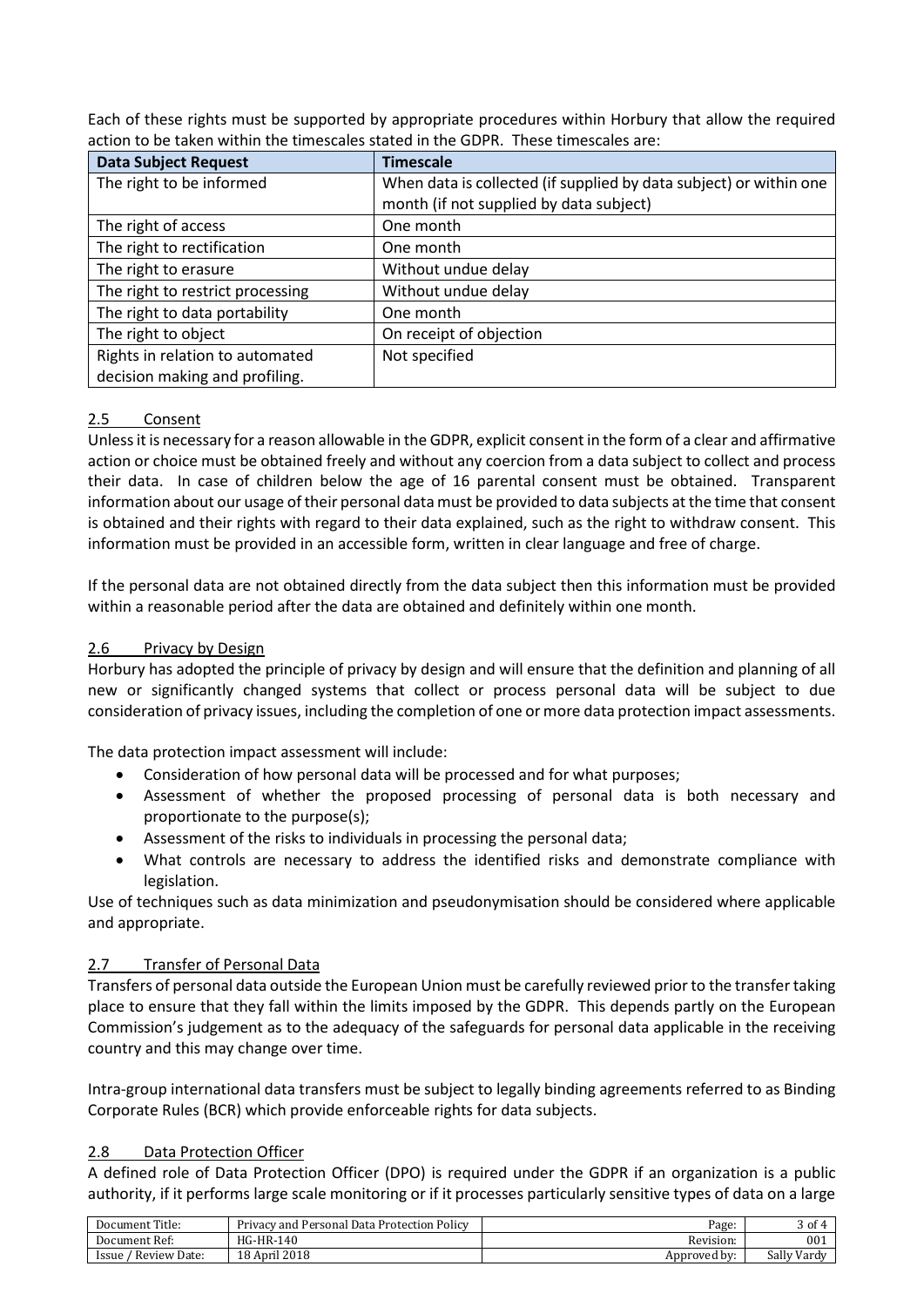Each of these rights must be supported by appropriate procedures within Horbury that allow the required action to be taken within the timescales stated in the GDPR. These timescales are:

| Data Subject Request | Timescale |
|---|---|
| The right to be informed | When data is collected (if supplied by data subject) or within one month (if not supplied by data subject) |
| The right of access | One month |
| The right to rectification | One month |
| The right to erasure | Without undue delay |
| The right to restrict processing | Without undue delay |
| The right to data portability | One month |
| The right to object | On receipt of objection |
| Rights in relation to automated decision making and profiling. | Not specified |

## 2.5 Consent

Unless it is necessary for a reason allowable in the GDPR, explicit consent in the form of a clear and affirmative action or choice must be obtained freely and without any coercion from a data subject to collect and process their data. In case of children below the age of 16 parental consent must be obtained. Transparent information about our usage of their personal data must be provided to data subjects at the time that consent is obtained and their rights with regard to their data explained, such as the right to withdraw consent. This information must be provided in an accessible form, written in clear language and free of charge.

If the personal data are not obtained directly from the data subject then this information must be provided within a reasonable period after the data are obtained and definitely within one month.

## 2.6 Privacy by Design

Horbury has adopted the principle of privacy by design and will ensure that the definition and planning of all new or significantly changed systems that collect or process personal data will be subject to due consideration of privacy issues, including the completion of one or more data protection impact assessments.

The data protection impact assessment will include:

- Consideration of how personal data will be processed and for what purposes;
- Assessment of whether the proposed processing of personal data is both necessary and proportionate to the purpose(s);
- Assessment of the risks to individuals in processing the personal data;
- What controls are necessary to address the identified risks and demonstrate compliance with legislation.

Use of techniques such as data minimization and pseudonymisation should be considered where applicable and appropriate.

## 2.7 Transfer of Personal Data

Transfers of personal data outside the European Union must be carefully reviewed prior to the transfer taking place to ensure that they fall within the limits imposed by the GDPR. This depends partly on the European Commission's judgement as to the adequacy of the safeguards for personal data applicable in the receiving country and this may change over time.

Intra-group international data transfers must be subject to legally binding agreements referred to as Binding Corporate Rules (BCR) which provide enforceable rights for data subjects.

## 2.8 Data Protection Officer

A defined role of Data Protection Officer (DPO) is required under the GDPR if an organization is a public authority, if it performs large scale monitoring or if it processes particularly sensitive types of data on a large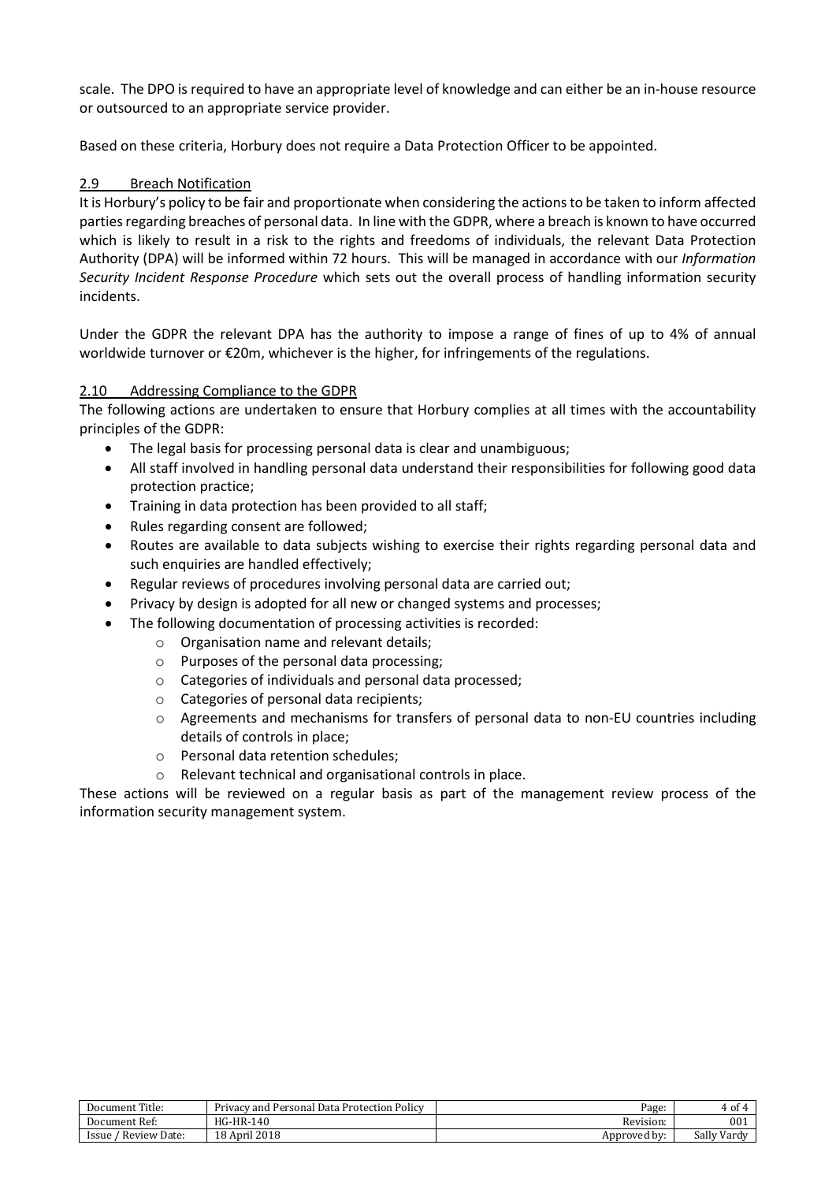scale. The DPO is required to have an appropriate level of knowledge and can either be an in-house resource or outsourced to an appropriate service provider.

Based on these criteria, Horbury does not require a Data Protection Officer to be appointed.

### 2.9 Breach Notification

It is Horbury's policy to be fair and proportionate when considering the actions to be taken to inform affected parties regarding breaches of personal data. In line with the GDPR, where a breach is known to have occurred which is likely to result in a risk to the rights and freedoms of individuals, the relevant Data Protection Authority (DPA) will be informed within 72 hours. This will be managed in accordance with our *Information Security Incident Response Procedure* which sets out the overall process of handling information security incidents.

Under the GDPR the relevant DPA has the authority to impose a range of fines of up to 4% of annual worldwide turnover or €20m, whichever is the higher, for infringements of the regulations.

### 2.10 Addressing Compliance to the GDPR

The following actions are undertaken to ensure that Horbury complies at all times with the accountability principles of the GDPR:

- The legal basis for processing personal data is clear and unambiguous;
- All staff involved in handling personal data understand their responsibilities for following good data protection practice;
- Training in data protection has been provided to all staff;
- Rules regarding consent are followed;
- Routes are available to data subjects wishing to exercise their rights regarding personal data and such enquiries are handled effectively;
- Regular reviews of procedures involving personal data are carried out;
- Privacy by design is adopted for all new or changed systems and processes;
- The following documentation of processing activities is recorded:
  - Organisation name and relevant details;
  - Purposes of the personal data processing;
  - Categories of individuals and personal data processed;
  - Categories of personal data recipients;
  - Agreements and mechanisms for transfers of personal data to non-EU countries including details of controls in place;
  - Personal data retention schedules;
  - Relevant technical and organisational controls in place.

These actions will be reviewed on a regular basis as part of the management review process of the information security management system.